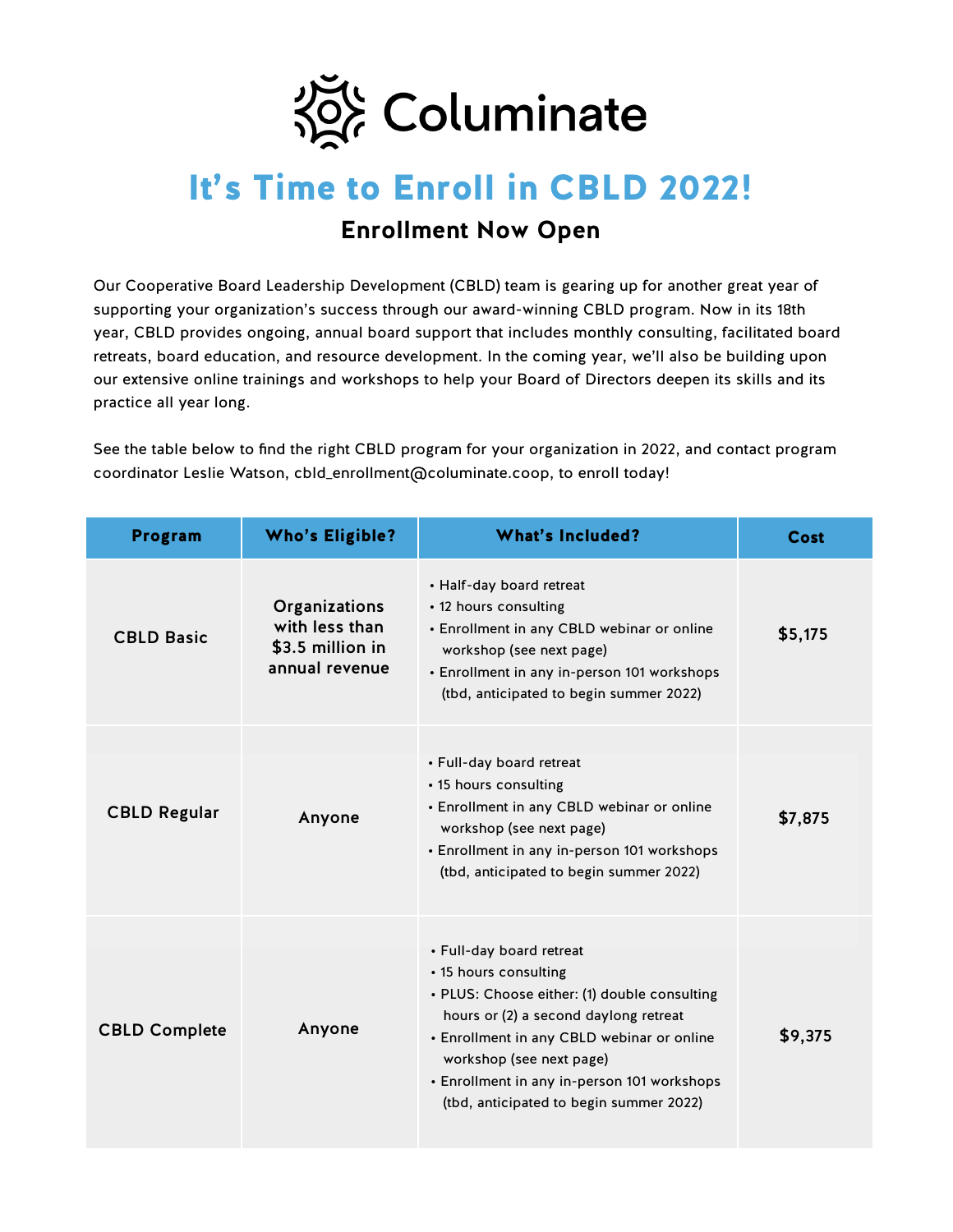# Columinate

## It's Time to Enroll in CBLD 2022!

### Enrollment Now Open

Our Cooperative Board Leadership Development (CBLD) team is gearing up for another great year of supporting your organization's success through our award-winning CBLD program. Now in its 18th year, CBLD provides ongoing, annual board support that includes monthly consulting, facilitated board retreats, board education, and resource development. In the coming year, we'll also be building upon our extensive online trainings and workshops to help your Board of Directors deepen its skills and its practice all year long.

See the table below to find the right CBLD program for your organization in 2022, and contact program coordinator Leslie Watson, cbld_enrollment@columinate.coop, to enroll today!

| Program | Who's Eligible? | What's Included? | Cost |
|---|---|---|---|
| CBLD Basic | Organizations with less than $3.5 million in annual revenue | • Half-day board retreat<br>• 12 hours consulting<br>• Enrollment in any CBLD webinar or online workshop (see next page)<br>• Enrollment in any in-person 101 workshops (tbd, anticipated to begin summer 2022) | $5,175 |
| CBLD Regular | Anyone | • Full-day board retreat<br>• 15 hours consulting<br>• Enrollment in any CBLD webinar or online workshop (see next page)<br>• Enrollment in any in-person 101 workshops (tbd, anticipated to begin summer 2022) | $7,875 |
| CBLD Complete | Anyone | • Full-day board retreat<br>• 15 hours consulting<br>• PLUS: Choose either: (1) double consulting hours or (2) a second daylong retreat<br>• Enrollment in any CBLD webinar or online workshop (see next page)<br>• Enrollment in any in-person 101 workshops (tbd, anticipated to begin summer 2022) | $9,375 |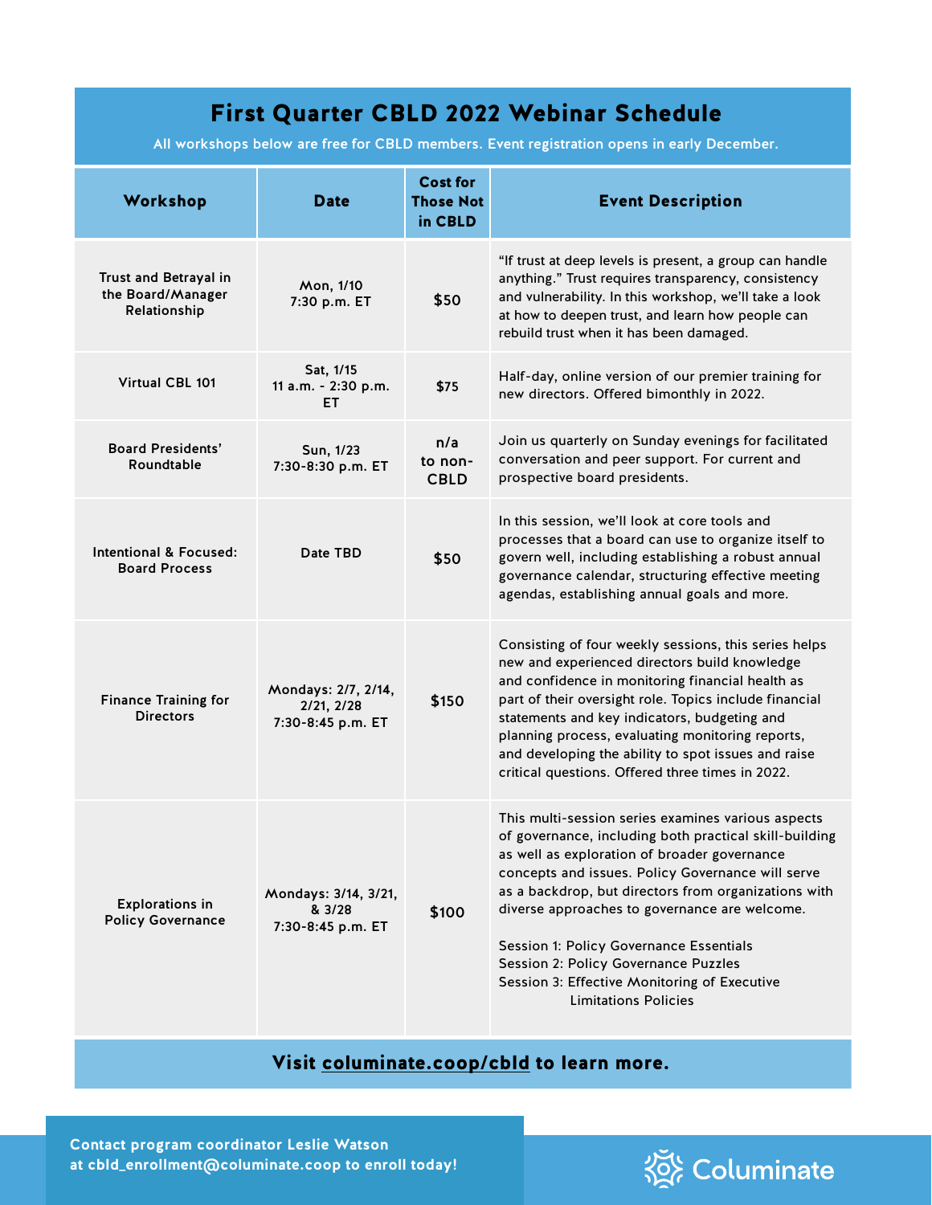# First Quarter CBLD 2022 Webinar Schedule

All workshops below are free for CBLD members. Event registration opens in early December.

| Workshop | Date | Cost for Those Not in CBLD | Event Description |
|---|---|---|---|
| Trust and Betrayal in the Board/Manager Relationship | Mon, 1/10 7:30 p.m. ET | $50 | "If trust at deep levels is present, a group can handle anything." Trust requires transparency, consistency and vulnerability. In this workshop, we'll take a look at how to deepen trust, and learn how people can rebuild trust when it has been damaged. |
| Virtual CBL 101 | Sat, 1/15 11 a.m. - 2:30 p.m. ET | $75 | Half-day, online version of our premier training for new directors. Offered bimonthly in 2022. |
| Board Presidents' Roundtable | Sun, 1/23 7:30-8:30 p.m. ET | n/a to non-CBLD | Join us quarterly on Sunday evenings for facilitated conversation and peer support. For current and prospective board presidents. |
| Intentional & Focused: Board Process | Date TBD | $50 | In this session, we'll look at core tools and processes that a board can use to organize itself to govern well, including establishing a robust annual governance calendar, structuring effective meeting agendas, establishing annual goals and more. |
| Finance Training for Directors | Mondays: 2/7, 2/14, 2/21, 2/28 7:30-8:45 p.m. ET | $150 | Consisting of four weekly sessions, this series helps new and experienced directors build knowledge and confidence in monitoring financial health as part of their oversight role. Topics include financial statements and key indicators, budgeting and planning process, evaluating monitoring reports, and developing the ability to spot issues and raise critical questions. Offered three times in 2022. |
| Explorations in Policy Governance | Mondays: 3/14, 3/21, & 3/28 7:30-8:45 p.m. ET | $100 | This multi-session series examines various aspects of governance, including both practical skill-building as well as exploration of broader governance concepts and issues. Policy Governance will serve as a backdrop, but directors from organizations with diverse approaches to governance are welcome.<br><br>Session 1: Policy Governance Essentials<br>Session 2: Policy Governance Puzzles<br>Session 3: Effective Monitoring of Executive Limitations Policies |

**Visit columinate.coop/cbld to learn more.**

**Contact program coordinator Leslie Watson at cbld_enrollment@columinate.coop to enroll today!**

Columinate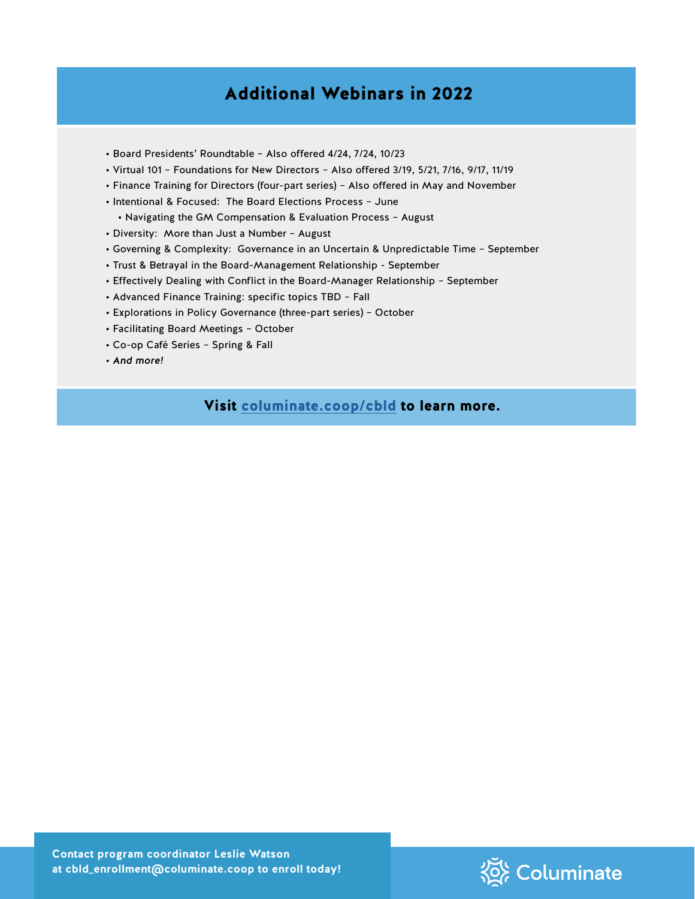## Additional Webinars in 2022

- Board Presidents' Roundtable – Also offered 4/24, 7/24, 10/23
- Virtual 101 – Foundations for New Directors – Also offered 3/19, 5/21, 7/16, 9/17, 11/19
- Finance Training for Directors (four-part series) – Also offered in May and November
- Intentional & Focused: The Board Elections Process – June
  - Navigating the GM Compensation & Evaluation Process – August
- Diversity: More than Just a Number – August
- Governing & Complexity: Governance in an Uncertain & Unpredictable Time – September
- Trust & Betrayal in the Board-Management Relationship - September
- Effectively Dealing with Conflict in the Board-Manager Relationship – September
- Advanced Finance Training: specific topics TBD – Fall
- Explorations in Policy Governance (three-part series) – October
- Facilitating Board Meetings – October
- Co-op Café Series – Spring & Fall
- *And more!*

**Visit [columinate.coop/cbld](columinate.coop/cbld) to learn more.**

**Contact program coordinator Leslie Watson at cbld_enrollment@columinate.coop to enroll today!**

Columinate